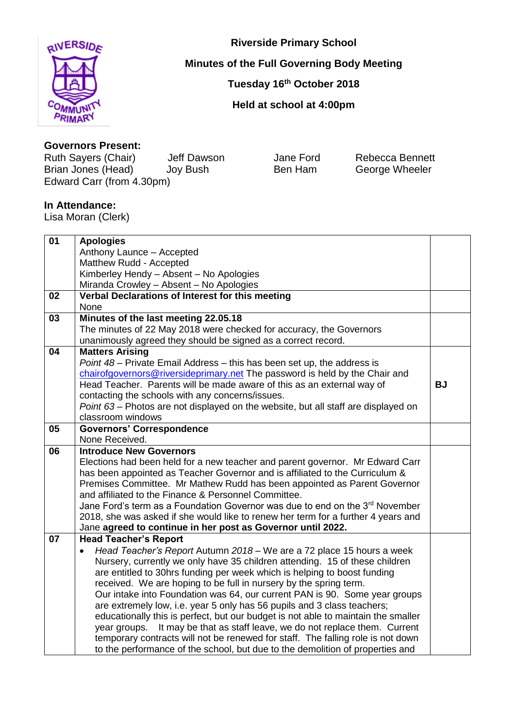# Riverside Primary School

## Minutes of the Full Governing Body Meeting

**Tuesday 16th October 2018**

**Held at school at 4:00pm**

**Governors Present:**

Ruth Sayers (Chair), Jeff Dawson, Jane Ford, Rebecca Bennett
Brian Jones (Head), Joy Bush, Ben Ham, George Wheeler
Edward Carr (from 4.30pm)

**In Attendance:**
Lisa Moran (Clerk)

| | | |
|---|---|---|
| 01 | **Apologies**<br>Anthony Launce – Accepted<br>Matthew Rudd - Accepted<br>Kimberley Hendy – Absent – No Apologies<br>Miranda Crowley – Absent – No Apologies | |
| 02 | **Verbal Declarations of Interest for this meeting**<br>None | |
| 03 | **Minutes of the last meeting 22.05.18**<br>The minutes of 22 May 2018 were checked for accuracy, the Governors unanimously agreed they should be signed as a correct record. | |
| 04 | **Matters Arising**<br>*Point 48* – Private Email Address – this has been set up, the address is chairofgovernors@riversideprimary.net The password is held by the Chair and Head Teacher. Parents will be made aware of this as an external way of contacting the schools with any concerns/issues.<br>*Point 63* – Photos are not displayed on the website, but all staff are displayed on classroom windows | **BJ** |
| 05 | **Governors' Correspondence**<br>None Received. | |
| 06 | **Introduce New Governors**<br>Elections had been held for a new teacher and parent governor. Mr Edward Carr has been appointed as Teacher Governor and is affiliated to the Curriculum & Premises Committee. Mr Mathew Rudd has been appointed as Parent Governor and affiliated to the Finance & Personnel Committee.<br>Jane Ford's term as a Foundation Governor was due to end on the 3rd November 2018, she was asked if she would like to renew her term for a further 4 years and Jane **agreed to continue in her post as Governor until 2022.** | |
| 07 | **Head Teacher's Report**<br>• *Head Teacher's Report* Autumn *2018* – We are a 72 place 15 hours a week Nursery, currently we only have 35 children attending. 15 of these children are entitled to 30hrs funding per week which is helping to boost funding received. We are hoping to be full in nursery by the spring term.<br>Our intake into Foundation was 64, our current PAN is 90. Some year groups are extremely low, i.e. year 5 only has 56 pupils and 3 class teachers; educationally this is perfect, but our budget is not able to maintain the smaller year groups. It may be that as staff leave, we do not replace them. Current temporary contracts will not be renewed for staff. The falling role is not down to the performance of the school, but due to the demolition of properties and | |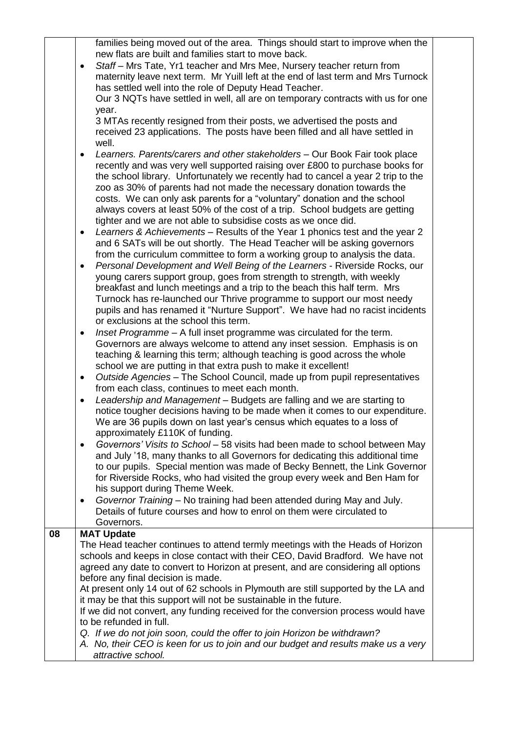| | | |
|---|---|---|
| | families being moved out of the area. Things should start to improve when the new flats are built and families start to move back.<br>• *Staff* – Mrs Tate, Yr1 teacher and Mrs Mee, Nursery teacher return from maternity leave next term. Mr Yuill left at the end of last term and Mrs Turnock has settled well into the role of Deputy Head Teacher.<br>Our 3 NQTs have settled in well, all are on temporary contracts with us for one year.<br>3 MTAs recently resigned from their posts, we advertised the posts and received 23 applications. The posts have been filled and all have settled in well.<br>• *Learners. Parents/carers and other stakeholders* – Our Book Fair took place recently and was very well supported raising over £800 to purchase books for the school library. Unfortunately we recently had to cancel a year 2 trip to the zoo as 30% of parents had not made the necessary donation towards the costs. We can only ask parents for a "voluntary" donation and the school always covers at least 50% of the cost of a trip. School budgets are getting tighter and we are not able to subsidise costs as we once did.<br>• *Learners & Achievements* – Results of the Year 1 phonics test and the year 2 and 6 SATs will be out shortly. The Head Teacher will be asking governors from the curriculum committee to form a working group to analysis the data.<br>• *Personal Development and Well Being of the Learners* - Riverside Rocks, our young carers support group, goes from strength to strength, with weekly breakfast and lunch meetings and a trip to the beach this half term. Mrs Turnock has re-launched our Thrive programme to support our most needy pupils and has renamed it "Nurture Support". We have had no racist incidents or exclusions at the school this term.<br>• *Inset Programme* – A full inset programme was circulated for the term. Governors are always welcome to attend any inset session. Emphasis is on teaching & learning this term; although teaching is good across the whole school we are putting in that extra push to make it excellent!<br>• *Outside Agencies* – The School Council, made up from pupil representatives from each class, continues to meet each month.<br>• *Leadership and Management* – Budgets are falling and we are starting to notice tougher decisions having to be made when it comes to our expenditure. We are 36 pupils down on last year's census which equates to a loss of approximately £110K of funding.<br>• *Governors' Visits to School* – 58 visits had been made to school between May and July '18, many thanks to all Governors for dedicating this additional time to our pupils. Special mention was made of Becky Bennett, the Link Governor for Riverside Rocks, who had visited the group every week and Ben Ham for his support during Theme Week.<br>• *Governor Training* – No training had been attended during May and July. Details of future courses and how to enrol on them were circulated to Governors. | |
| **08** | **MAT Update**<br>The Head teacher continues to attend termly meetings with the Heads of Horizon schools and keeps in close contact with their CEO, David Bradford. We have not agreed any date to convert to Horizon at present, and are considering all options before any final decision is made.<br>At present only 14 out of 62 schools in Plymouth are still supported by the LA and it may be that this support will not be sustainable in the future.<br>If we did not convert, any funding received for the conversion process would have to be refunded in full.<br>*Q. If we do not join soon, could the offer to join Horizon be withdrawn?*<br>*A. No, their CEO is keen for us to join and our budget and results make us a very attractive school.* | |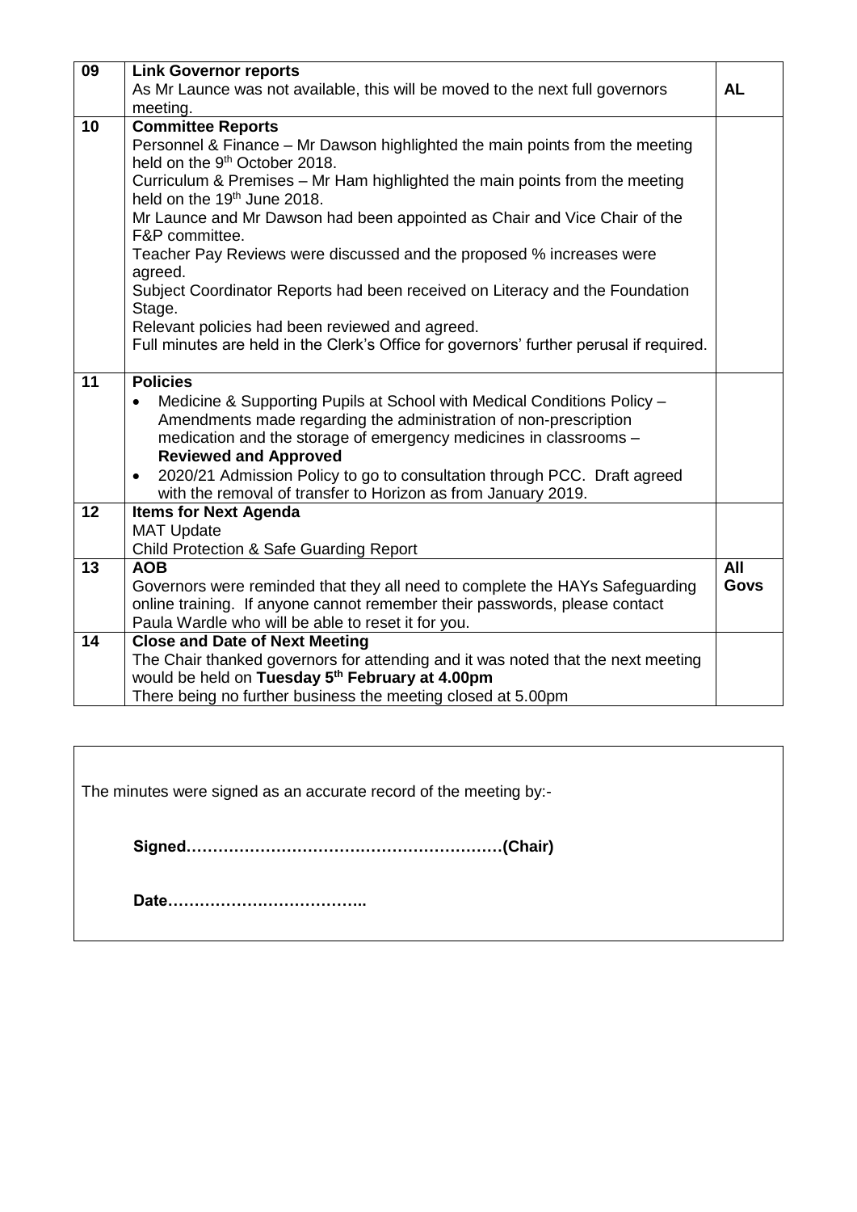| | | |
|---|---|---|
| 09 | **Link Governor reports**<br>As Mr Launce was not available, this will be moved to the next full governors meeting. | **AL** |
| 10 | **Committee Reports**<br>Personnel & Finance – Mr Dawson highlighted the main points from the meeting held on the 9th October 2018.<br>Curriculum & Premises – Mr Ham highlighted the main points from the meeting held on the 19th June 2018.<br>Mr Launce and Mr Dawson had been appointed as Chair and Vice Chair of the F&P committee.<br>Teacher Pay Reviews were discussed and the proposed % increases were agreed.<br>Subject Coordinator Reports had been received on Literacy and the Foundation Stage.<br>Relevant policies had been reviewed and agreed.<br>Full minutes are held in the Clerk's Office for governors' further perusal if required. | |
| 11 | **Policies**<br>• Medicine & Supporting Pupils at School with Medical Conditions Policy – Amendments made regarding the administration of non-prescription medication and the storage of emergency medicines in classrooms – **Reviewed and Approved**<br>• 2020/21 Admission Policy to go to consultation through PCC. Draft agreed with the removal of transfer to Horizon as from January 2019. | |
| 12 | **Items for Next Agenda**<br>MAT Update<br>Child Protection & Safe Guarding Report | |
| 13 | **AOB**<br>Governors were reminded that they all need to complete the HAYs Safeguarding online training. If anyone cannot remember their passwords, please contact Paula Wardle who will be able to reset it for you. | **All Govs** |
| 14 | **Close and Date of Next Meeting**<br>The Chair thanked governors for attending and it was noted that the next meeting would be held on **Tuesday 5th February at 4.00pm**<br>There being no further business the meeting closed at 5.00pm | |

The minutes were signed as an accurate record of the meeting by:-

**Signed…………………………………………………(Chair)**

**Date………………………………..**